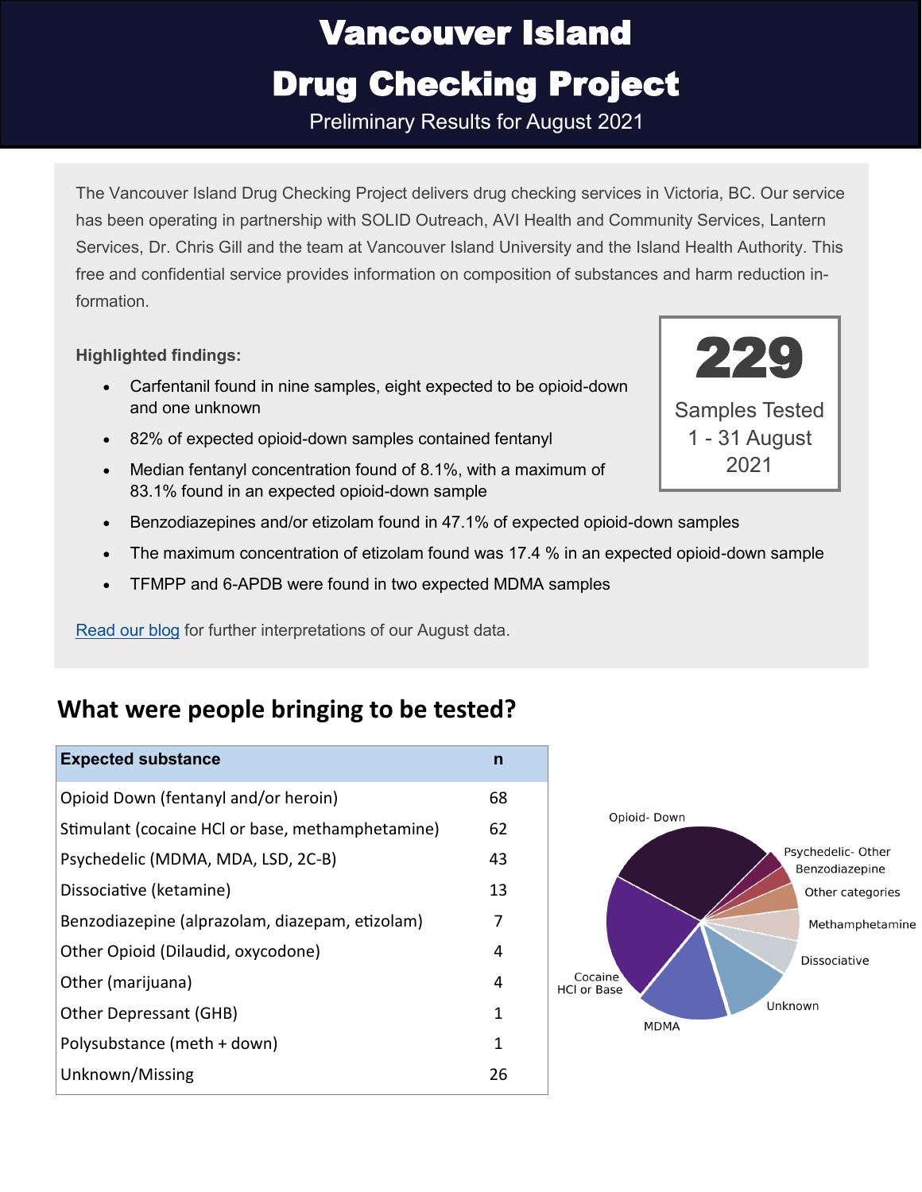# Vancouver Island

# Drug Checking Project

Preliminary Results for August 2021

The Vancouver Island Drug Checking Project delivers drug checking services in Victoria, BC. Our service has been operating in partnership with SOLID Outreach, AVI Health and Community Services, Lantern Services, Dr. Chris Gill and the team at Vancouver Island University and the Island Health Authority. This free and confidential service provides information on composition of substances and harm reduction information.

**229**

Samples Tested 1 - 31 August 2021

**Highlighted findings:**

- Carfentanil found in nine samples, eight expected to be opioid-down and one unknown
- 82% of expected opioid-down samples contained fentanyl
- Median fentanyl concentration found of 8.1%, with a maximum of 83.1% found in an expected opioid-down sample
- Benzodiazepines and/or etizolam found in 47.1% of expected opioid-down samples
- The maximum concentration of etizolam found was 17.4 % in an expected opioid-down sample
- TFMPP and 6-APDB were found in two expected MDMA samples

[Read our blog](#) for further interpretations of our August data.

## What were people bringing to be tested?

| Expected substance | n |
|---|---|
| Opioid Down (fentanyl and/or heroin) | 68 |
| Stimulant (cocaine HCl or base, methamphetamine) | 62 |
| Psychedelic (MDMA, MDA, LSD, 2C-B) | 43 |
| Dissociative (ketamine) | 13 |
| Benzodiazepine (alprazolam, diazepam, etizolam) | 7 |
| Other Opioid (Dilaudid, oxycodone) | 4 |
| Other (marijuana) | 4 |
| Other Depressant (GHB) | 1 |
| Polysubstance (meth + down) | 1 |
| Unknown/Missing | 26 |

Opioid- Down
Psychedelic- Other
Benzodiazepine
Other categories
Methamphetamine
Dissociative
Unknown
MDMA
Cocaine HCl or Base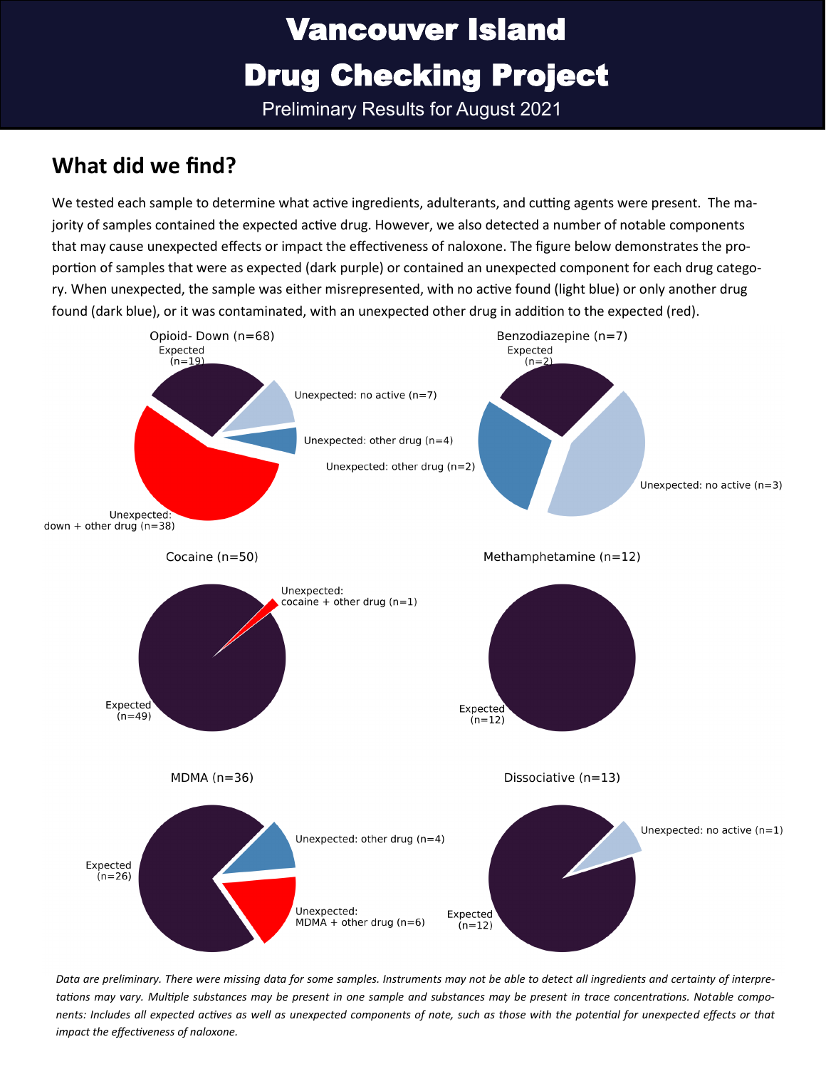# Vancouver Island Drug Checking Project

Preliminary Results for August 2021

## What did we find?

We tested each sample to determine what active ingredients, adulterants, and cutting agents were present. The majority of samples contained the expected active drug. However, we also detected a number of notable components that may cause unexpected effects or impact the effectiveness of naloxone. The figure below demonstrates the proportion of samples that were as expected (dark purple) or contained an unexpected component for each drug category. When unexpected, the sample was either misrepresented, with no active found (light blue) or only another drug found (dark blue), or it was contaminated, with an unexpected other drug in addition to the expected (red).

Opioid- Down (n=68)

- Expected (n=19)
- Unexpected: no active (n=7)
- Unexpected: other drug (n=4)
- Unexpected: down + other drug (n=38)

Benzodiazepine (n=7)

- Expected (n=2)
- Unexpected: other drug (n=2)
- Unexpected: no active (n=3)

Cocaine (n=50)

- Expected (n=49)
- Unexpected: cocaine + other drug (n=1)

Methamphetamine (n=12)

- Expected (n=12)

MDMA (n=36)

- Expected (n=26)
- Unexpected: other drug (n=4)
- Unexpected: MDMA + other drug (n=6)

Dissociative (n=13)

- Expected (n=12)
- Unexpected: no active (n=1)

*Data are preliminary. There were missing data for some samples. Instruments may not be able to detect all ingredients and certainty of interpretations may vary. Multiple substances may be present in one sample and substances may be present in trace concentrations. Notable components: Includes all expected actives as well as unexpected components of note, such as those with the potential for unexpected effects or that impact the effectiveness of naloxone.*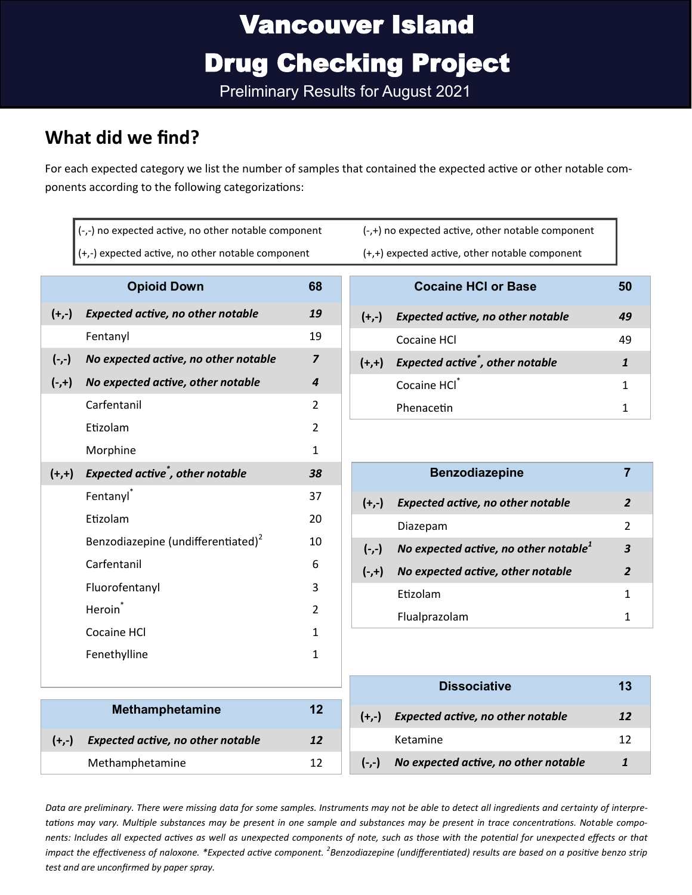# Vancouver Island Drug Checking Project

Preliminary Results for August 2021

## What did we find?

For each expected category we list the number of samples that contained the expected active or other notable components according to the following categorizations:

| | |
|---|---|
| (-,-) no expected active, no other notable component | (-,+) no expected active, other notable component |
| (+,-) expected active, no other notable component | (+,+) expected active, other notable component |

| | **Opioid Down** | **68** |
|---|---|---|
| **(+,-)** | ***Expected active, no other notable*** | ***19*** |
| | Fentanyl | 19 |
| **(-,-)** | ***No expected active, no other notable*** | ***7*** |
| **(-,+)** | ***No expected active, other notable*** | ***4*** |
| | Carfentanil | 2 |
| | Etizolam | 2 |
| | Morphine | 1 |
| **(+,+)** | ***Expected active*, other notable*** | ***38*** |
| | Fentanyl* | 37 |
| | Etizolam | 20 |
| | Benzodiazepine (undifferentiated)[2] | 10 |
| | Carfentanil | 6 |
| | Fluorofentanyl | 3 |
| | Heroin* | 2 |
| | Cocaine HCl | 1 |
| | Fenethylline | 1 |

| | **Methamphetamine** | **12** |
|---|---|---|
| **(+,-)** | ***Expected active, no other notable*** | ***12*** |
| | Methamphetamine | 12 |

| | **Cocaine HCl or Base** | **50** |
|---|---|---|
| **(+,-)** | ***Expected active, no other notable*** | ***49*** |
| | Cocaine HCl | 49 |
| **(+,+)** | ***Expected active*, other notable*** | ***1*** |
| | Cocaine HCl* | 1 |
| | Phenacetin | 1 |

| | **Benzodiazepine** | **7** |
|---|---|---|
| **(+,-)** | ***Expected active, no other notable*** | ***2*** |
| | Diazepam | 2 |
| **(-,-)** | ***No expected active, no other notable[1]*** | ***3*** |
| **(-,+)** | ***No expected active, other notable*** | ***2*** |
| | Etizolam | 1 |
| | Flualprazolam | 1 |

| | **Dissociative** | **13** |
|---|---|---|
| **(+,-)** | ***Expected active, no other notable*** | ***12*** |
| | Ketamine | 12 |
| **(-,-)** | ***No expected active, no other notable*** | ***1*** |

*Data are preliminary. There were missing data for some samples. Instruments may not be able to detect all ingredients and certainty of interpretations may vary. Multiple substances may be present in one sample and substances may be present in trace concentrations. Notable components: Includes all expected actives as well as unexpected components of note, such as those with the potential for unexpected effects or that impact the effectiveness of naloxone. *Expected active component. [2]Benzodiazepine (undifferentiated) results are based on a positive benzo strip test and are unconfirmed by paper spray.*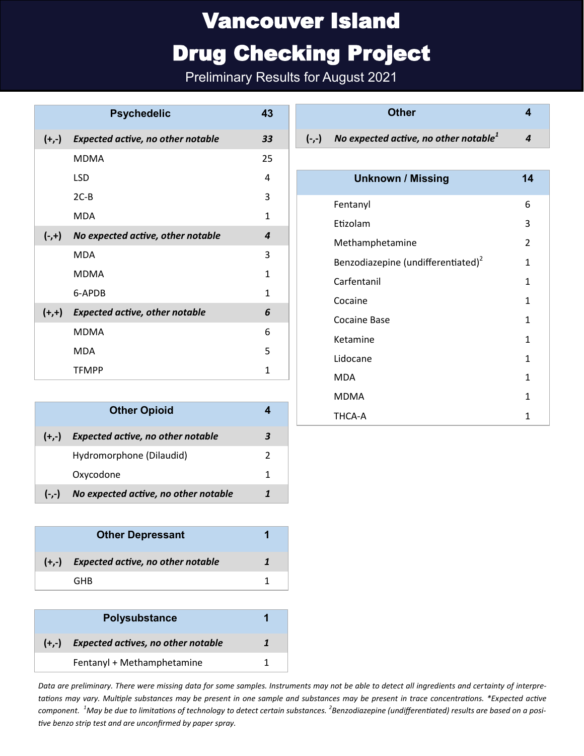# Vancouver Island Drug Checking Project

Preliminary Results for August 2021

| | Psychedelic | 43 |
|---|---|---|
| (+,-) | ***Expected active, no other notable*** | ***33*** |
| | MDMA | 25 |
| | LSD | 4 |
| | 2C-B | 3 |
| | MDA | 1 |
| (-,+) | ***No expected active, other notable*** | ***4*** |
| | MDA | 3 |
| | MDMA | 1 |
| | 6-APDB | 1 |
| (+,+) | ***Expected active, other notable*** | ***6*** |
| | MDMA | 6 |
| | MDA | 5 |
| | TFMPP | 1 |

| | Other Opioid | 4 |
|---|---|---|
| (+,-) | ***Expected active, no other notable*** | ***3*** |
| | Hydromorphone (Dilaudid) | 2 |
| | Oxycodone | 1 |
| (-,-) | ***No expected active, no other notable*** | ***1*** |

| | Other Depressant | 1 |
|---|---|---|
| (+,-) | ***Expected active, no other notable*** | ***1*** |
| | GHB | 1 |

| | Polysubstance | 1 |
|---|---|---|
| (+,-) | ***Expected actives, no other notable*** | ***1*** |
| | Fentanyl + Methamphetamine | 1 |

| | Other | 4 |
|---|---|---|
| (-,-) | ***No expected active, no other notable[1]*** | ***4*** |

| | Unknown / Missing | 14 |
|---|---|---|
| | Fentanyl | 6 |
| | Etizolam | 3 |
| | Methamphetamine | 2 |
| | Benzodiazepine (undifferentiated)[2] | 1 |
| | Carfentanil | 1 |
| | Cocaine | 1 |
| | Cocaine Base | 1 |
| | Ketamine | 1 |
| | Lidocane | 1 |
| | MDA | 1 |
| | MDMA | 1 |
| | THCA-A | 1 |

*Data are preliminary. There were missing data for some samples. Instruments may not be able to detect all ingredients and certainty of interpretations may vary. Multiple substances may be present in one sample and substances may be present in trace concentrations. \*Expected active component. [1]May be due to limitations of technology to detect certain substances. [2]Benzodiazepine (undifferentiated) results are based on a positive benzo strip test and are unconfirmed by paper spray.*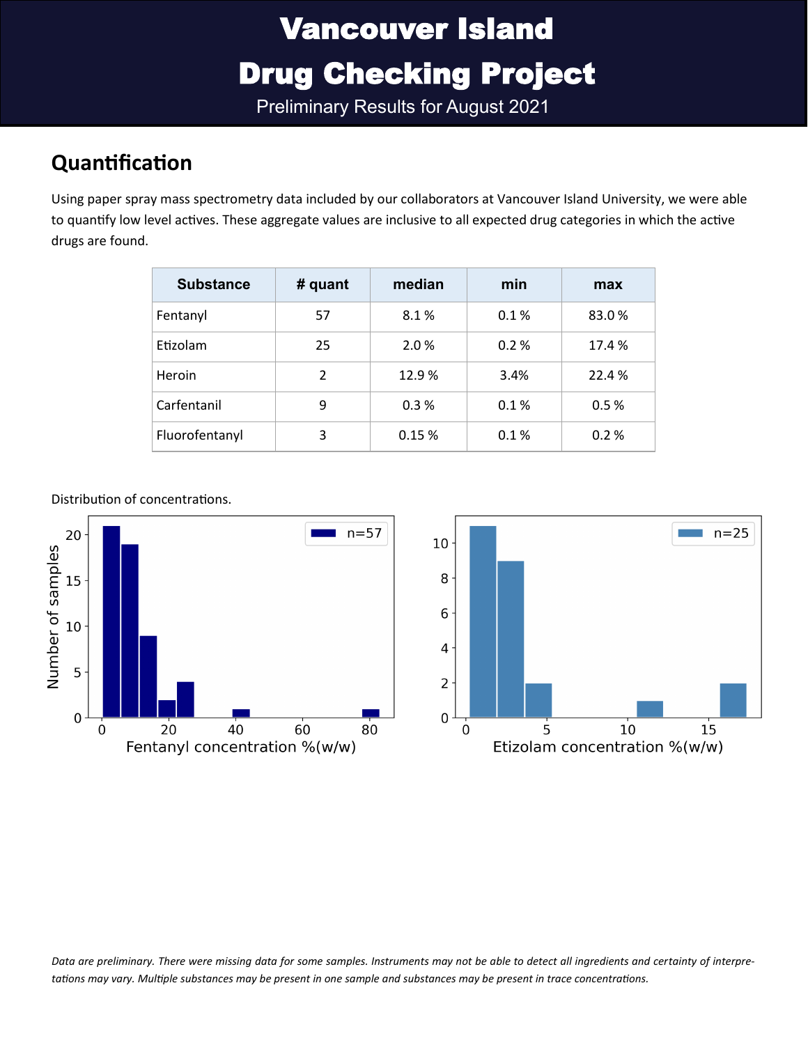# Vancouver Island Drug Checking Project

Preliminary Results for August 2021

## Quantification

Using paper spray mass spectrometry data included by our collaborators at Vancouver Island University, we were able to quantify low level actives. These aggregate values are inclusive to all expected drug categories in which the active drugs are found.

| Substance | # quant | median | min | max |
|---|---|---|---|---|
| Fentanyl | 57 | 8.1 % | 0.1 % | 83.0 % |
| Etizolam | 25 | 2.0 % | 0.2 % | 17.4 % |
| Heroin | 2 | 12.9 % | 3.4% | 22.4 % |
| Carfentanil | 9 | 0.3 % | 0.1 % | 0.5 % |
| Fluorofentanyl | 3 | 0.15 % | 0.1 % | 0.2 % |

Distribution of concentrations.

*Data are preliminary. There were missing data for some samples. Instruments may not be able to detect all ingredients and certainty of interpretations may vary. Multiple substances may be present in one sample and substances may be present in trace concentrations.*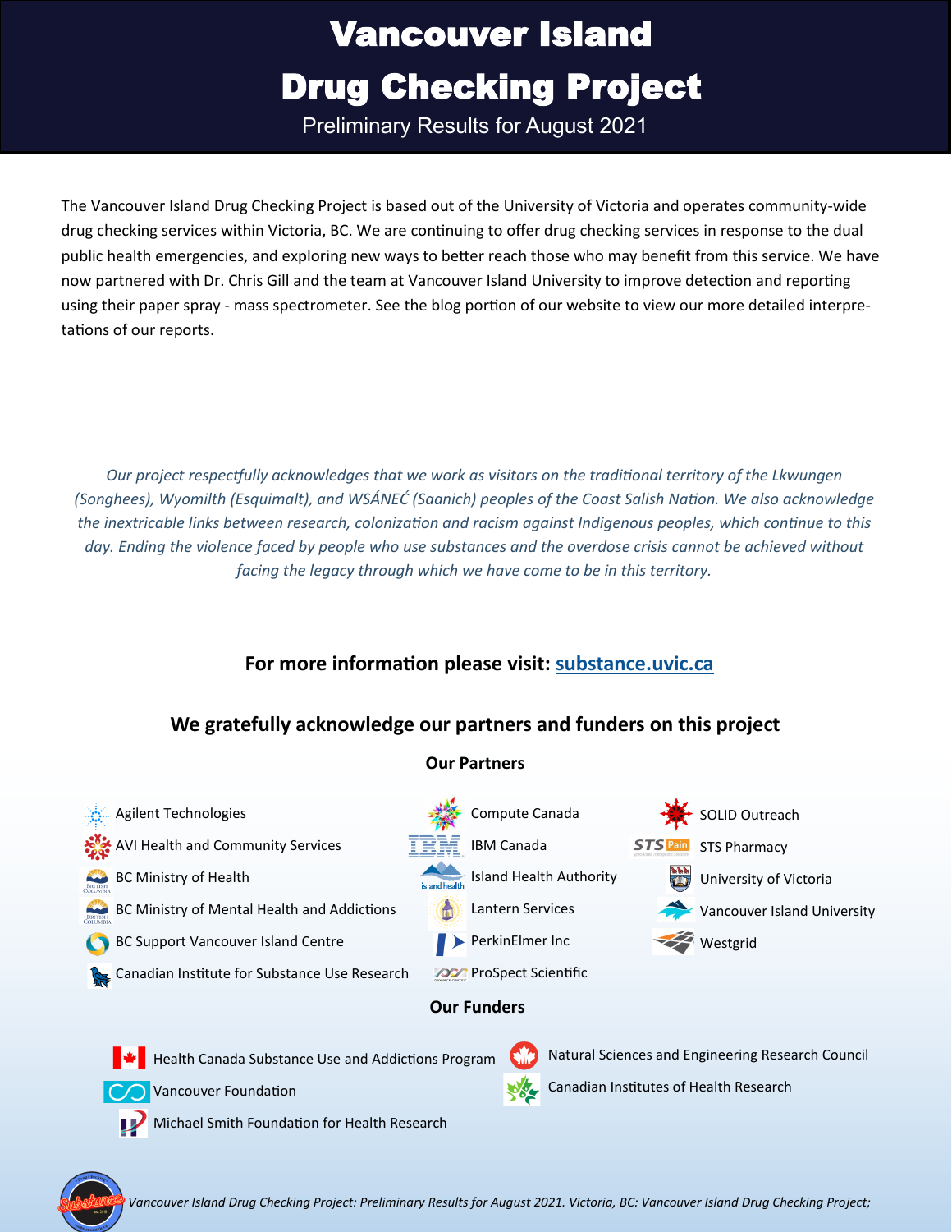# Vancouver Island Drug Checking Project

Preliminary Results for August 2021

The Vancouver Island Drug Checking Project is based out of the University of Victoria and operates community-wide drug checking services within Victoria, BC. We are continuing to offer drug checking services in response to the dual public health emergencies, and exploring new ways to better reach those who may benefit from this service. We have now partnered with Dr. Chris Gill and the team at Vancouver Island University to improve detection and reporting using their paper spray - mass spectrometer. See the blog portion of our website to view our more detailed interpretations of our reports.

*Our project respectfully acknowledges that we work as visitors on the traditional territory of the Lkwungen (Songhees), Wyomilth (Esquimalt), and WSÁNEĆ (Saanich) peoples of the Coast Salish Nation. We also acknowledge the inextricable links between research, colonization and racism against Indigenous peoples, which continue to this day. Ending the violence faced by people who use substances and the overdose crisis cannot be achieved without facing the legacy through which we have come to be in this territory.*

**For more information please visit: [substance.uvic.ca](substance.uvic.ca)**

## We gratefully acknowledge our partners and funders on this project

### Our Partners

- Agilent Technologies
- AVI Health and Community Services
- BC Ministry of Health
- BC Ministry of Mental Health and Addictions
- BC Support Vancouver Island Centre
- Canadian Institute for Substance Use Research
- Compute Canada
- IBM Canada
- Island Health Authority
- Lantern Services
- PerkinElmer Inc
- ProSpect Scientific
- SOLID Outreach
- STS Pharmacy
- University of Victoria
- Vancouver Island University
- Westgrid

### Our Funders

- Health Canada Substance Use and Addictions Program
- Vancouver Foundation
- Michael Smith Foundation for Health Research
- Natural Sciences and Engineering Research Council
- Canadian Institutes of Health Research

*Vancouver Island Drug Checking Project: Preliminary Results for August 2021. Victoria, BC: Vancouver Island Drug Checking Project;*